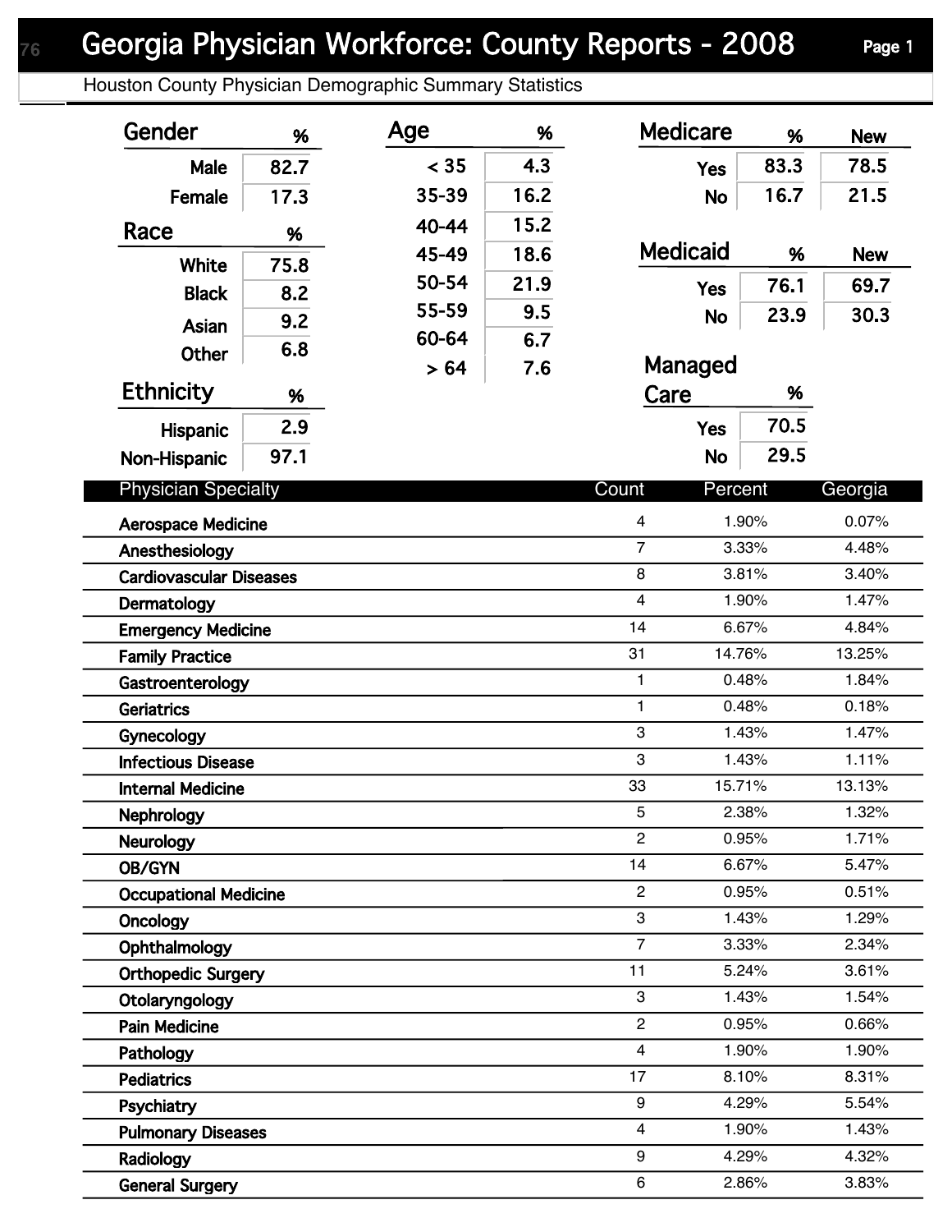# Georgia Physician Workforce: County Reports - 2008

Houston County Physician Demographic Summary Statistics

### Gender

| Gender | % |
|---|---|
| Male | 82.7 |
| Female | 17.3 |

### Race

| Race | % |
|---|---|
| White | 75.8 |
| Black | 8.2 |
| Asian | 9.2 |
| Other | 6.8 |

### Ethnicity

| Ethnicity | % |
|---|---|
| Hispanic | 2.9 |
| Non-Hispanic | 97.1 |

### Age

| Age | % |
|---|---|
| < 35 | 4.3 |
| 35-39 | 16.2 |
| 40-44 | 15.2 |
| 45-49 | 18.6 |
| 50-54 | 21.9 |
| 55-59 | 9.5 |
| 60-64 | 6.7 |
| > 64 | 7.6 |

### Medicare

| Medicare | % | New |
|---|---|---|
| Yes | 83.3 | 78.5 |
| No | 16.7 | 21.5 |

### Medicaid

| Medicaid | % | New |
|---|---|---|
| Yes | 76.1 | 69.7 |
| No | 23.9 | 30.3 |

### Managed Care

| Managed Care | % |
|---|---|
| Yes | 70.5 |
| No | 29.5 |

| Physician Specialty | Count | Percent | Georgia |
|---|---|---|---|
| Aerospace Medicine | 4 | 1.90% | 0.07% |
| Anesthesiology | 7 | 3.33% | 4.48% |
| Cardiovascular Diseases | 8 | 3.81% | 3.40% |
| Dermatology | 4 | 1.90% | 1.47% |
| Emergency Medicine | 14 | 6.67% | 4.84% |
| Family Practice | 31 | 14.76% | 13.25% |
| Gastroenterology | 1 | 0.48% | 1.84% |
| Geriatrics | 1 | 0.48% | 0.18% |
| Gynecology | 3 | 1.43% | 1.47% |
| Infectious Disease | 3 | 1.43% | 1.11% |
| Internal Medicine | 33 | 15.71% | 13.13% |
| Nephrology | 5 | 2.38% | 1.32% |
| Neurology | 2 | 0.95% | 1.71% |
| OB/GYN | 14 | 6.67% | 5.47% |
| Occupational Medicine | 2 | 0.95% | 0.51% |
| Oncology | 3 | 1.43% | 1.29% |
| Ophthalmology | 7 | 3.33% | 2.34% |
| Orthopedic Surgery | 11 | 5.24% | 3.61% |
| Otolaryngology | 3 | 1.43% | 1.54% |
| Pain Medicine | 2 | 0.95% | 0.66% |
| Pathology | 4 | 1.90% | 1.90% |
| Pediatrics | 17 | 8.10% | 8.31% |
| Psychiatry | 9 | 4.29% | 5.54% |
| Pulmonary Diseases | 4 | 1.90% | 1.43% |
| Radiology | 9 | 4.29% | 4.32% |
| General Surgery | 6 | 2.86% | 3.83% |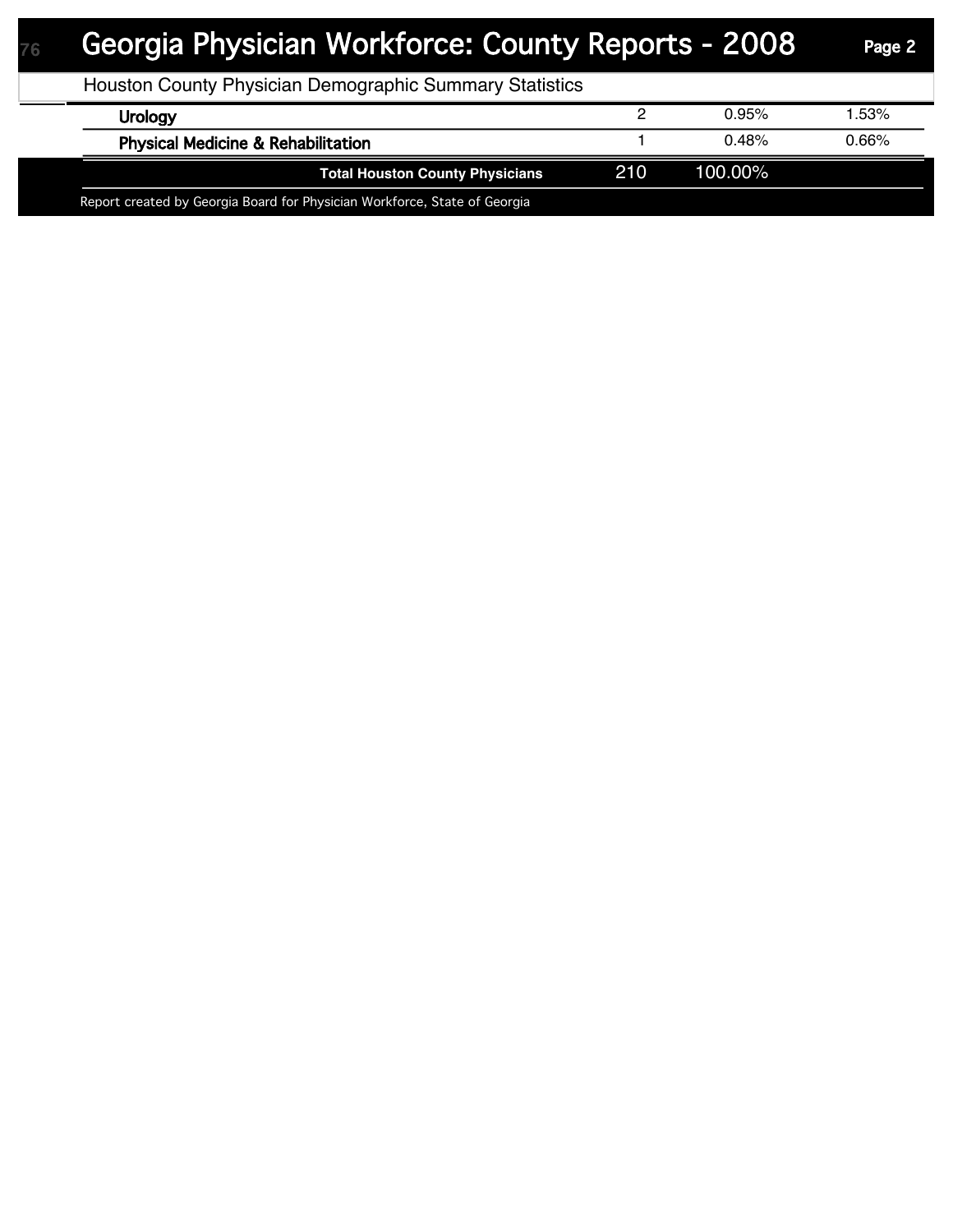## Houston County Physician Demographic Summary Statistics

| | | | |
|---|---|---|---|
| **Urology** | 2 | 0.95% | 1.53% |
| **Physical Medicine & Rehabilitation** | 1 | 0.48% | 0.66% |
| **Total Houston County Physicians** | 210 | 100.00% | |

Report created by Georgia Board for Physician Workforce, State of Georgia